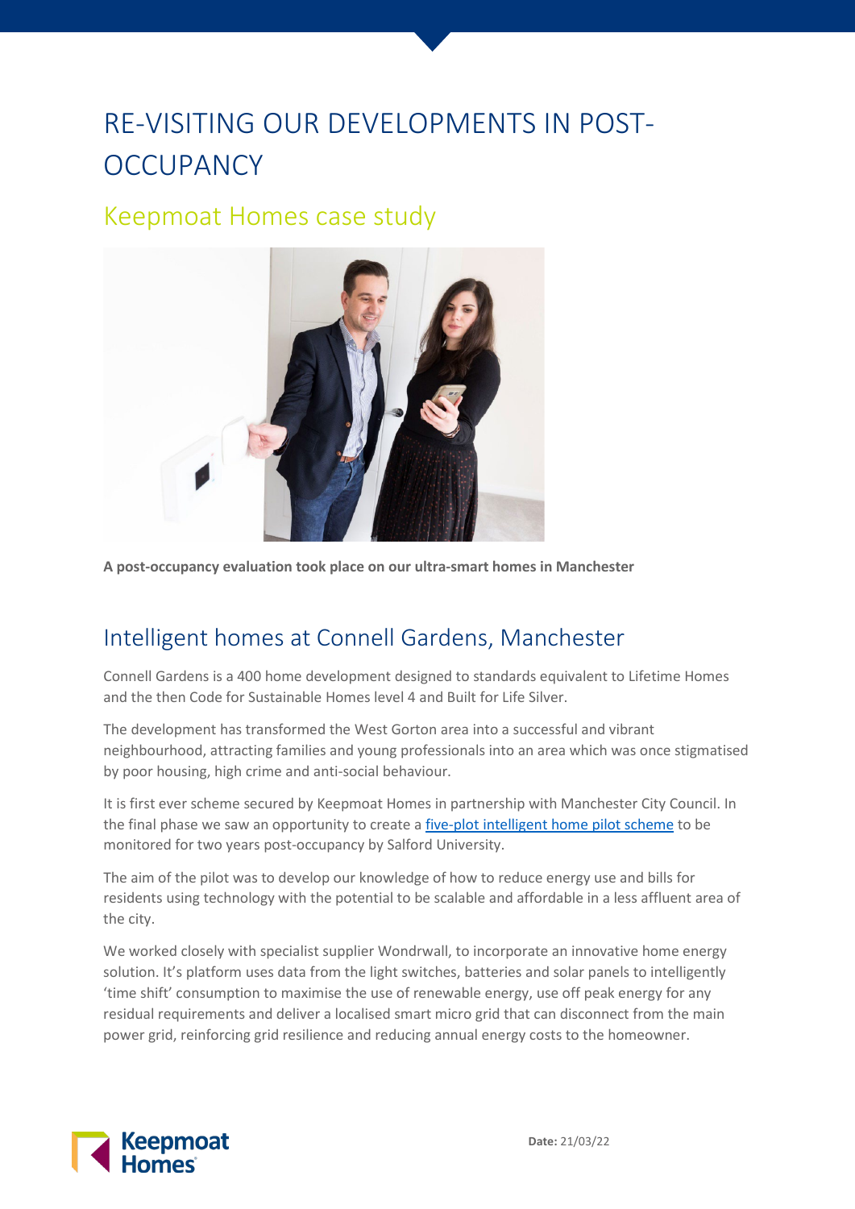# RE-VISITING OUR DEVELOPMENTS IN POST-OCCUPANCY

## Keepmoat Homes case study

**A post-occupancy evaluation took place on our ultra-smart homes in Manchester**

## Intelligent homes at Connell Gardens, Manchester

Connell Gardens is a 400 home development designed to standards equivalent to Lifetime Homes and the then Code for Sustainable Homes level 4 and Built for Life Silver.

The development has transformed the West Gorton area into a successful and vibrant neighbourhood, attracting families and young professionals into an area which was once stigmatised by poor housing, high crime and anti-social behaviour.

It is first ever scheme secured by Keepmoat Homes in partnership with Manchester City Council. In the final phase we saw an opportunity to create a five-plot intelligent home pilot scheme to be monitored for two years post-occupancy by Salford University.

The aim of the pilot was to develop our knowledge of how to reduce energy use and bills for residents using technology with the potential to be scalable and affordable in a less affluent area of the city.

We worked closely with specialist supplier Wondrwall, to incorporate an innovative home energy solution. It's platform uses data from the light switches, batteries and solar panels to intelligently 'time shift' consumption to maximise the use of renewable energy, use off peak energy for any residual requirements and deliver a localised smart micro grid that can disconnect from the main power grid, reinforcing grid resilience and reducing annual energy costs to the homeowner.

**Date:** 21/03/22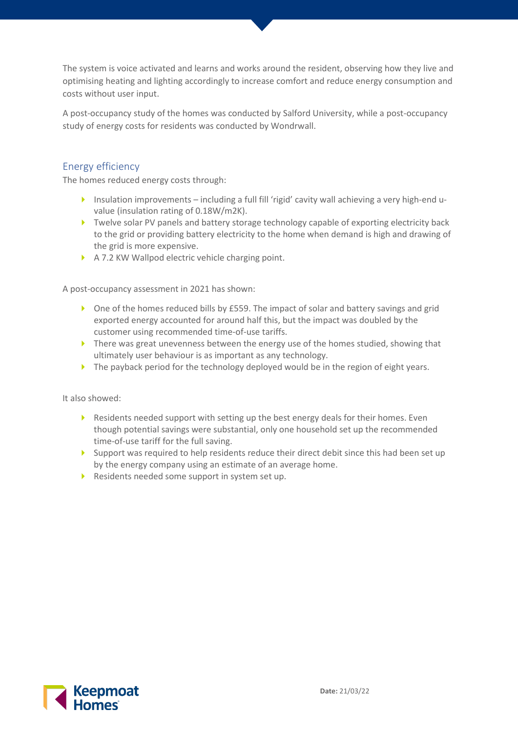The system is voice activated and learns and works around the resident, observing how they live and optimising heating and lighting accordingly to increase comfort and reduce energy consumption and costs without user input.

A post-occupancy study of the homes was conducted by Salford University, while a post-occupancy study of energy costs for residents was conducted by Wondrwall.

## Energy efficiency

The homes reduced energy costs through:

- Insulation improvements – including a full fill 'rigid' cavity wall achieving a very high-end u-value (insulation rating of 0.18W/m2K).
- Twelve solar PV panels and battery storage technology capable of exporting electricity back to the grid or providing battery electricity to the home when demand is high and drawing of the grid is more expensive.
- A 7.2 KW Wallpod electric vehicle charging point.

A post-occupancy assessment in 2021 has shown:

- One of the homes reduced bills by £559. The impact of solar and battery savings and grid exported energy accounted for around half this, but the impact was doubled by the customer using recommended time-of-use tariffs.
- There was great unevenness between the energy use of the homes studied, showing that ultimately user behaviour is as important as any technology.
- The payback period for the technology deployed would be in the region of eight years.

It also showed:

- Residents needed support with setting up the best energy deals for their homes. Even though potential savings were substantial, only one household set up the recommended time-of-use tariff for the full saving.
- Support was required to help residents reduce their direct debit since this had been set up by the energy company using an estimate of an average home.
- Residents needed some support in system set up.

**Date:** 21/03/22